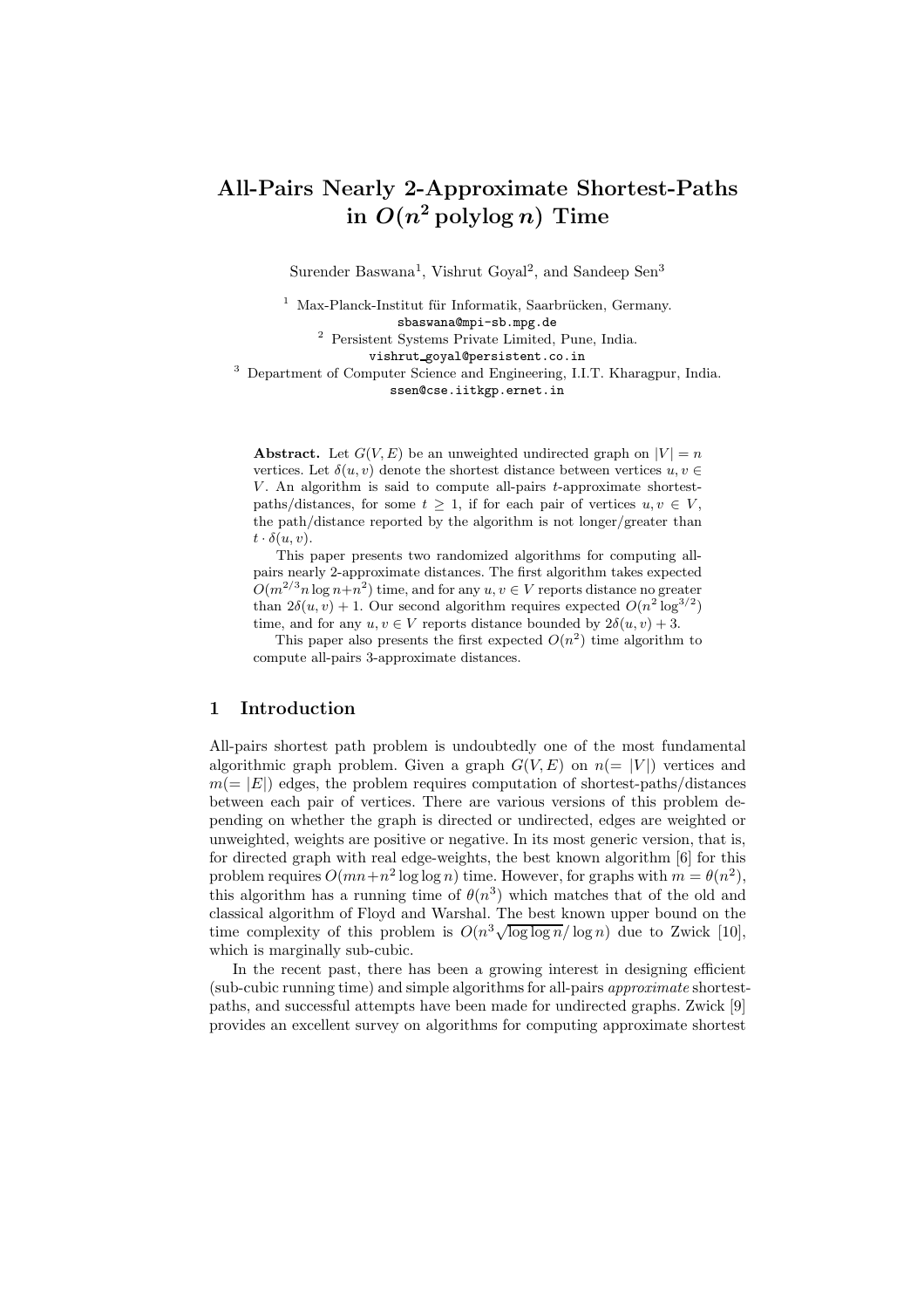# All-Pairs Nearly 2-Approximate Shortest-Paths in $O(n^2 \operatorname{polylog} n)$ Time

Surender Baswana[1], Vishrut Goyal[2], and Sandeep Sen[3]

[1] Max-Planck-Institut für Informatik, Saarbrücken, Germany.
sbaswana@mpi-sb.mpg.de

[2] Persistent Systems Private Limited, Pune, India.
vishrut_goyal@persistent.co.in

[3] Department of Computer Science and Engineering, I.I.T. Kharagpur, India.
ssen@cse.iitkgp.ernet.in

**Abstract.** Let $G(V, E)$ be an unweighted undirected graph on $|V| = n$ vertices. Let $\delta(u, v)$ denote the shortest distance between vertices $u, v \in V$. An algorithm is said to compute all-pairs $t$-approximate shortest-paths/distances, for some $t \geq 1$, if for each pair of vertices $u, v \in V$, the path/distance reported by the algorithm is not longer/greater than $t \cdot \delta(u, v)$.

This paper presents two randomized algorithms for computing all-pairs nearly 2-approximate distances. The first algorithm takes expected $O(m^{2/3} n \log n + n^2)$ time, and for any $u, v \in V$ reports distance no greater than $2\delta(u, v) + 1$. Our second algorithm requires expected $O(n^2 \log^{3/2})$ time, and for any $u, v \in V$ reports distance bounded by $2\delta(u, v) + 3$.

This paper also presents the first expected $O(n^2)$ time algorithm to compute all-pairs 3-approximate distances.

## 1 Introduction

All-pairs shortest path problem is undoubtedly one of the most fundamental algorithmic graph problem. Given a graph $G(V, E)$ on $n(= |V|)$ vertices and $m(= |E|)$ edges, the problem requires computation of shortest-paths/distances between each pair of vertices. There are various versions of this problem depending on whether the graph is directed or undirected, edges are weighted or unweighted, weights are positive or negative. In its most generic version, that is, for directed graph with real edge-weights, the best known algorithm [6] for this problem requires $O(mn + n^2 \log \log n)$ time. However, for graphs with $m = \theta(n^2)$, this algorithm has a running time of $\theta(n^3)$ which matches that of the old and classical algorithm of Floyd and Warshal. The best known upper bound on the time complexity of this problem is $O(n^3 \sqrt{\log \log n}/ \log n)$ due to Zwick [10], which is marginally sub-cubic.

In the recent past, there has been a growing interest in designing efficient (sub-cubic running time) and simple algorithms for all-pairs *approximate* shortest-paths, and successful attempts have been made for undirected graphs. Zwick [9] provides an excellent survey on algorithms for computing approximate shortest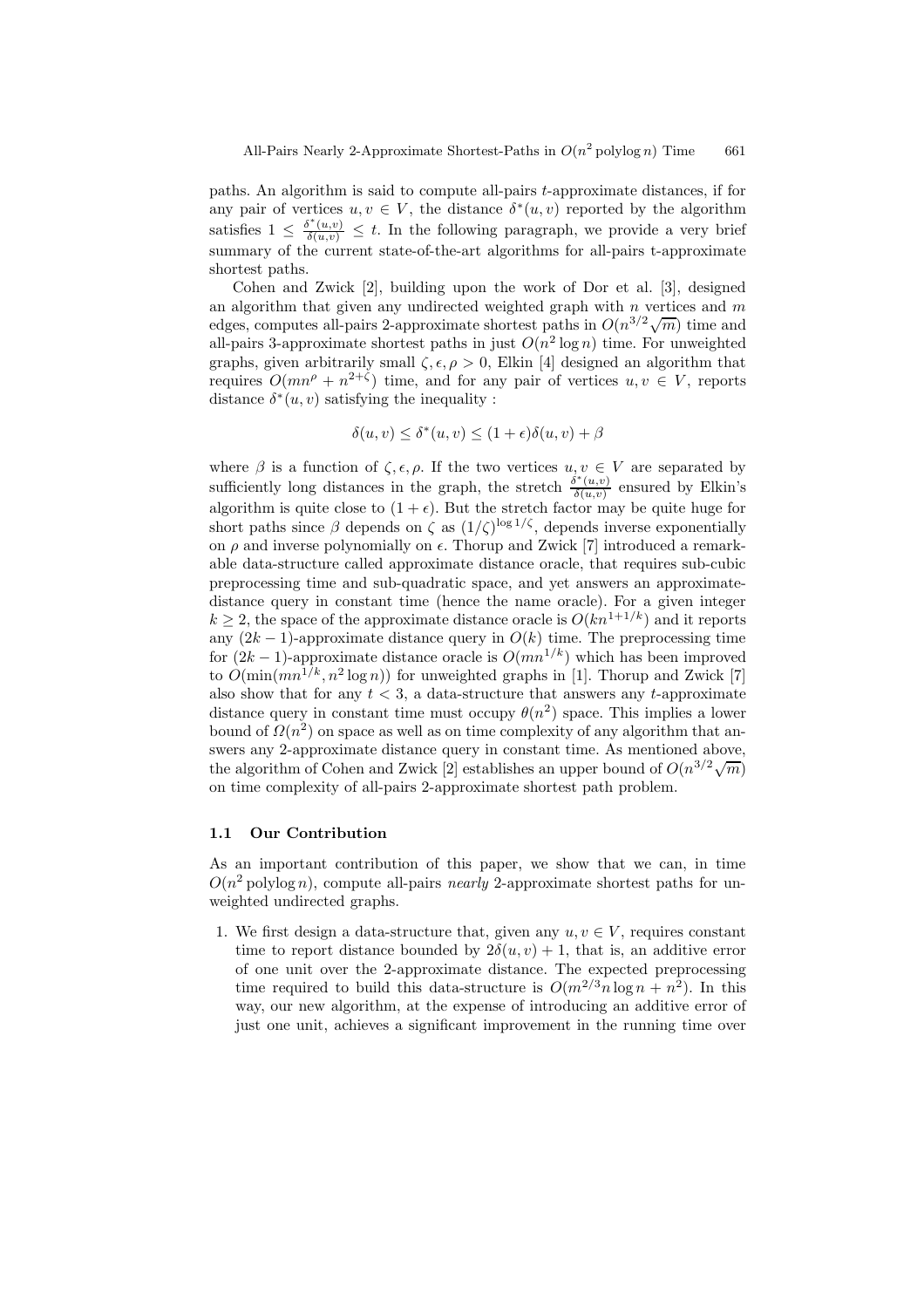paths. An algorithm is said to compute all-pairs $t$-approximate distances, if for any pair of vertices $u, v \in V$, the distance $\delta^*(u, v)$ reported by the algorithm satisfies $1 \leq \frac{\delta^*(u,v)}{\delta(u,v)} \leq t$. In the following paragraph, we provide a very brief summary of the current state-of-the-art algorithms for all-pairs t-approximate shortest paths.

Cohen and Zwick [2], building upon the work of Dor et al. [3], designed an algorithm that given any undirected weighted graph with $n$ vertices and $m$ edges, computes all-pairs 2-approximate shortest paths in $O(n^{3/2}\sqrt{m})$ time and all-pairs 3-approximate shortest paths in just $O(n^2 \log n)$ time. For unweighted graphs, given arbitrarily small $\zeta, \epsilon, \rho > 0$, Elkin [4] designed an algorithm that requires $O(mn^\rho + n^{2+\zeta})$ time, and for any pair of vertices $u, v \in V$, reports distance $\delta^*(u, v)$ satisfying the inequality :

$$\delta(u, v) \leq \delta^*(u, v) \leq (1 + \epsilon)\delta(u, v) + \beta$$

where $\beta$ is a function of $\zeta, \epsilon, \rho$. If the two vertices $u, v \in V$ are separated by sufficiently long distances in the graph, the stretch $\frac{\delta^*(u,v)}{\delta(u,v)}$ ensured by Elkin's algorithm is quite close to $(1 + \epsilon)$. But the stretch factor may be quite huge for short paths since $\beta$ depends on $\zeta$ as $(1/\zeta)^{\log 1/\zeta}$, depends inverse exponentially on $\rho$ and inverse polynomially on $\epsilon$. Thorup and Zwick [7] introduced a remarkable data-structure called approximate distance oracle, that requires sub-cubic preprocessing time and sub-quadratic space, and yet answers an approximate-distance query in constant time (hence the name oracle). For a given integer $k \geq 2$, the space of the approximate distance oracle is $O(kn^{1+1/k})$ and it reports any $(2k - 1)$-approximate distance query in $O(k)$ time. The preprocessing time for $(2k - 1)$-approximate distance oracle is $O(mn^{1/k})$ which has been improved to $O(\min(mn^{1/k}, n^2 \log n))$ for unweighted graphs in [1]. Thorup and Zwick [7] also show that for any $t < 3$, a data-structure that answers any $t$-approximate distance query in constant time must occupy $\theta(n^2)$ space. This implies a lower bound of $\Omega(n^2)$ on space as well as on time complexity of any algorithm that answers any 2-approximate distance query in constant time. As mentioned above, the algorithm of Cohen and Zwick [2] establishes an upper bound of $O(n^{3/2}\sqrt{m})$ on time complexity of all-pairs 2-approximate shortest path problem.

### 1.1 Our Contribution

As an important contribution of this paper, we show that we can, in time $O(n^2 \operatorname{polylog} n)$, compute all-pairs *nearly* 2-approximate shortest paths for unweighted undirected graphs.

1. We first design a data-structure that, given any $u, v \in V$, requires constant time to report distance bounded by $2\delta(u, v) + 1$, that is, an additive error of one unit over the 2-approximate distance. The expected preprocessing time required to build this data-structure is $O(m^{2/3} n \log n + n^2)$. In this way, our new algorithm, at the expense of introducing an additive error of just one unit, achieves a significant improvement in the running time over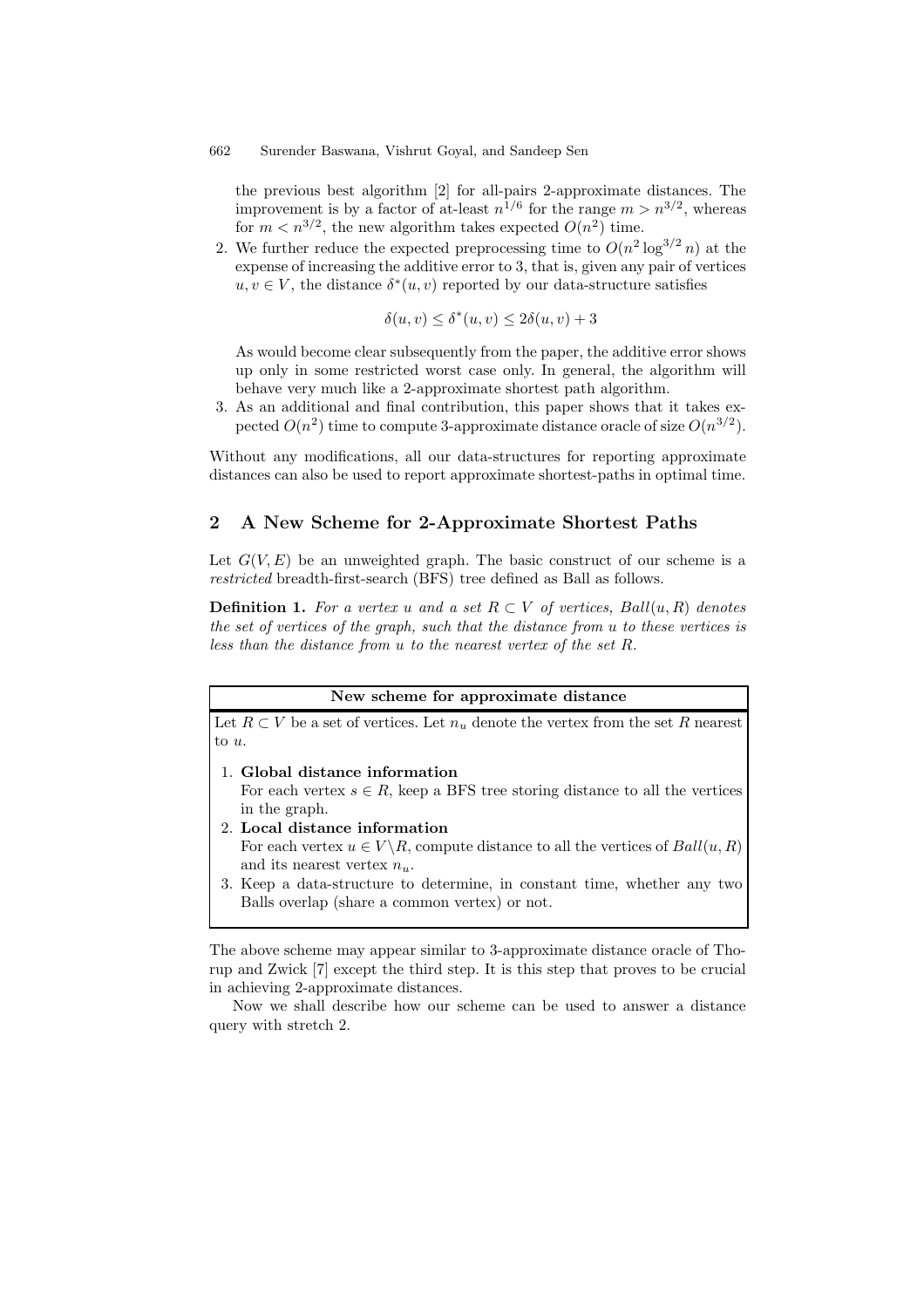the previous best algorithm [2] for all-pairs 2-approximate distances. The improvement is by a factor of at-least $n^{1/6}$ for the range $m > n^{3/2}$, whereas for $m < n^{3/2}$, the new algorithm takes expected $O(n^2)$ time.

2. We further reduce the expected preprocessing time to $O(n^2 \log^{3/2} n)$ at the expense of increasing the additive error to 3, that is, given any pair of vertices $u, v \in V$, the distance $\delta^*(u, v)$ reported by our data-structure satisfies

$$\delta(u, v) \le \delta^*(u, v) \le 2\delta(u, v) + 3$$

   As would become clear subsequently from the paper, the additive error shows up only in some restricted worst case only. In general, the algorithm will behave very much like a 2-approximate shortest path algorithm.

3. As an additional and final contribution, this paper shows that it takes expected $O(n^2)$ time to compute 3-approximate distance oracle of size $O(n^{3/2})$.

Without any modifications, all our data-structures for reporting approximate distances can also be used to report approximate shortest-paths in optimal time.

## 2 A New Scheme for 2-Approximate Shortest Paths

Let $G(V, E)$ be an unweighted graph. The basic construct of our scheme is a *restricted* breadth-first-search (BFS) tree defined as Ball as follows.

**Definition 1.** *For a vertex $u$ and a set $R \subset V$ of vertices, $Ball(u, R)$ denotes the set of vertices of the graph, such that the distance from $u$ to these vertices is less than the distance from $u$ to the nearest vertex of the set $R$.*

**New scheme for approximate distance**

Let $R \subset V$ be a set of vertices. Let $n_u$ denote the vertex from the set $R$ nearest to $u$.

1. **Global distance information**
   For each vertex $s \in R$, keep a BFS tree storing distance to all the vertices in the graph.
2. **Local distance information**
   For each vertex $u \in V \backslash R$, compute distance to all the vertices of $Ball(u, R)$ and its nearest vertex $n_u$.
3. Keep a data-structure to determine, in constant time, whether any two Balls overlap (share a common vertex) or not.

The above scheme may appear similar to 3-approximate distance oracle of Thorup and Zwick [7] except the third step. It is this step that proves to be crucial in achieving 2-approximate distances.

Now we shall describe how our scheme can be used to answer a distance query with stretch 2.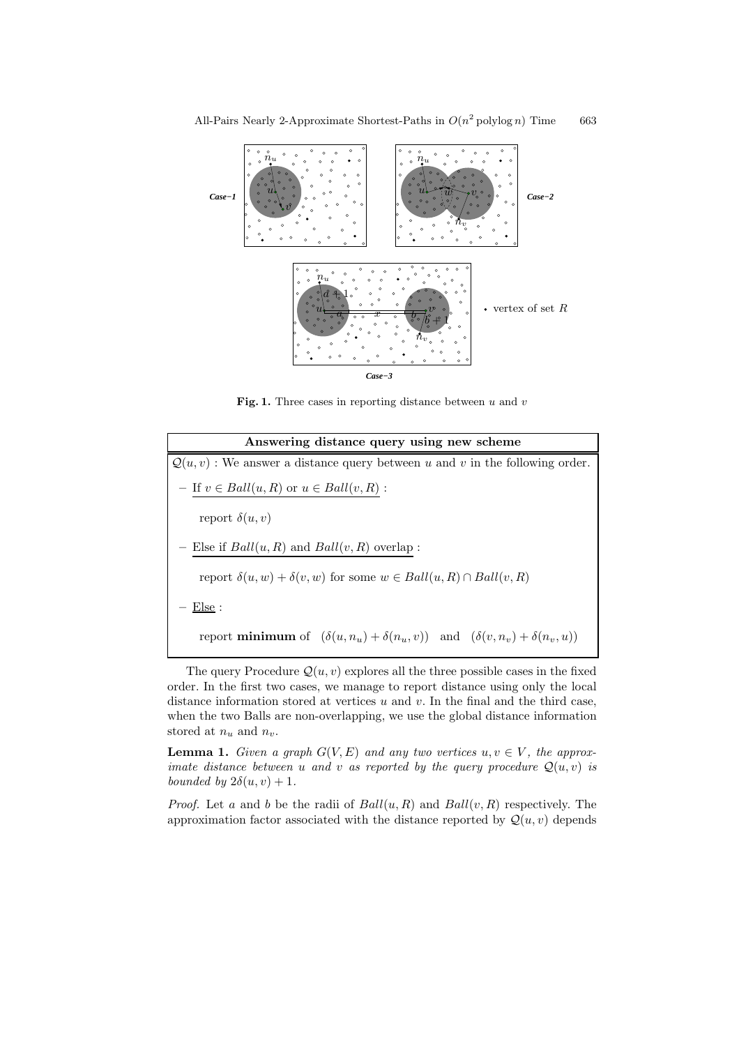**Fig. 1.** Three cases in reporting distance between $u$ and $v$

**Answering distance query using new scheme**

$\mathcal{Q}(u, v)$ : We answer a distance query between $u$ and $v$ in the following order.

– <u>If $v \in Ball(u, R)$ or $u \in Ball(v, R)$</u> :

  report $\delta(u, v)$

– <u>Else if $Ball(u, R)$ and $Ball(v, R)$ overlap</u> :

  report $\delta(u, w) + \delta(v, w)$ for some $w \in Ball(u, R) \cap Ball(v, R)$

– <u>Else</u> :

  report **minimum** of $(\delta(u, n_u) + \delta(n_u, v))$ and $(\delta(v, n_v) + \delta(n_v, u))$

The query Procedure $\mathcal{Q}(u, v)$ explores all the three possible cases in the fixed order. In the first two cases, we manage to report distance using only the local distance information stored at vertices $u$ and $v$. In the final and the third case, when the two Balls are non-overlapping, we use the global distance information stored at $n_u$ and $n_v$.

**Lemma 1.** *Given a graph $G(V, E)$ and any two vertices $u, v \in V$, the approximate distance between $u$ and $v$ as reported by the query procedure $\mathcal{Q}(u, v)$ is bounded by $2\delta(u, v) + 1$.*

*Proof.* Let $a$ and $b$ be the radii of $Ball(u, R)$ and $Ball(v, R)$ respectively. The approximation factor associated with the distance reported by $\mathcal{Q}(u, v)$ depends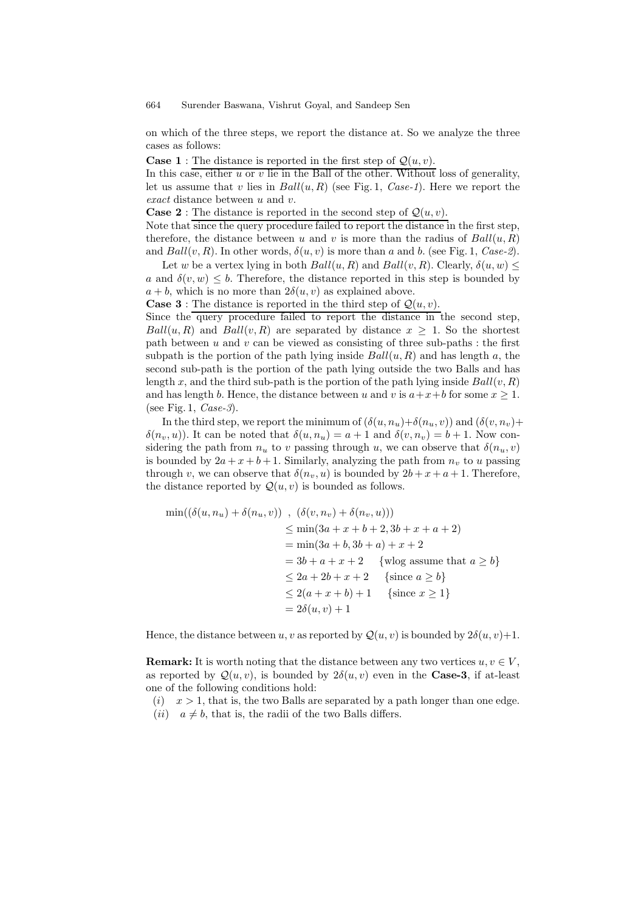on which of the three steps, we report the distance at. So we analyze the three cases as follows:

**Case 1** : The distance is reported in the first step of $\mathcal{Q}(u, v)$.
In this case, either $u$ or $v$ lie in the Ball of the other. Without loss of generality, let us assume that $v$ lies in $Ball(u, R)$ (see Fig. 1, *Case-1*). Here we report the *exact* distance between $u$ and $v$.

**Case 2** : The distance is reported in the second step of $\mathcal{Q}(u, v)$.
Note that since the query procedure failed to report the distance in the first step, therefore, the distance between $u$ and $v$ is more than the radius of $Ball(u, R)$ and $Ball(v, R)$. In other words, $\delta(u, v)$ is more than $a$ and $b$. (see Fig. 1, *Case-2*).

Let $w$ be a vertex lying in both $Ball(u, R)$ and $Ball(v, R)$. Clearly, $\delta(u, w) \leq a$ and $\delta(v, w) \leq b$. Therefore, the distance reported in this step is bounded by $a + b$, which is no more than $2\delta(u, v)$ as explained above.

**Case 3** : The distance is reported in the third step of $\mathcal{Q}(u, v)$.
Since the query procedure failed to report the distance in the second step, $Ball(u, R)$ and $Ball(v, R)$ are separated by distance $x \geq 1$. So the shortest path between $u$ and $v$ can be viewed as consisting of three sub-paths : the first subpath is the portion of the path lying inside $Ball(u, R)$ and has length $a$, the second sub-path is the portion of the path lying outside the two Balls and has length $x$, and the third sub-path is the portion of the path lying inside $Ball(v, R)$ and has length $b$. Hence, the distance between $u$ and $v$ is $a+x+b$ for some $x \geq 1$. (see Fig. 1, *Case-3*).

In the third step, we report the minimum of $(\delta(u, n_u)+\delta(n_u, v))$ and $(\delta(v, n_v)+\delta(n_v, u))$. It can be noted that $\delta(u, n_u) = a + 1$ and $\delta(v, n_v) = b + 1$. Now considering the path from $n_u$ to $v$ passing through $u$, we can observe that $\delta(n_u, v)$ is bounded by $2a + x + b + 1$. Similarly, analyzing the path from $n_v$ to $u$ passing through $v$, we can observe that $\delta(n_v, u)$ is bounded by $2b + x + a + 1$. Therefore, the distance reported by $\mathcal{Q}(u, v)$ is bounded as follows.

$$
\begin{aligned}
\min((\delta(u, n_u) + \delta(n_u, v))\ ,\ (\delta(v, n_v) + \delta(n_v, u)))& \\
&\leq \min(3a + x + b + 2, 3b + x + a + 2) \\
&= \min(3a + b, 3b + a) + x + 2 \\
&= 3b + a + x + 2 \quad \{\text{wlog assume that } a \geq b\} \\
&\leq 2a + 2b + x + 2 \quad \{\text{since } a \geq b\} \\
&\leq 2(a + x + b) + 1 \quad \{\text{since } x \geq 1\} \\
&= 2\delta(u, v) + 1
\end{aligned}
$$

Hence, the distance between $u, v$ as reported by $\mathcal{Q}(u, v)$ is bounded by $2\delta(u, v)+1$.

**Remark:** It is worth noting that the distance between any two vertices $u, v \in V$, as reported by $\mathcal{Q}(u, v)$, is bounded by $2\delta(u, v)$ even in the **Case-3**, if at-least one of the following conditions hold:

(*i*) $x > 1$, that is, the two Balls are separated by a path longer than one edge.
(*ii*) $a \neq b$, that is, the radii of the two Balls differs.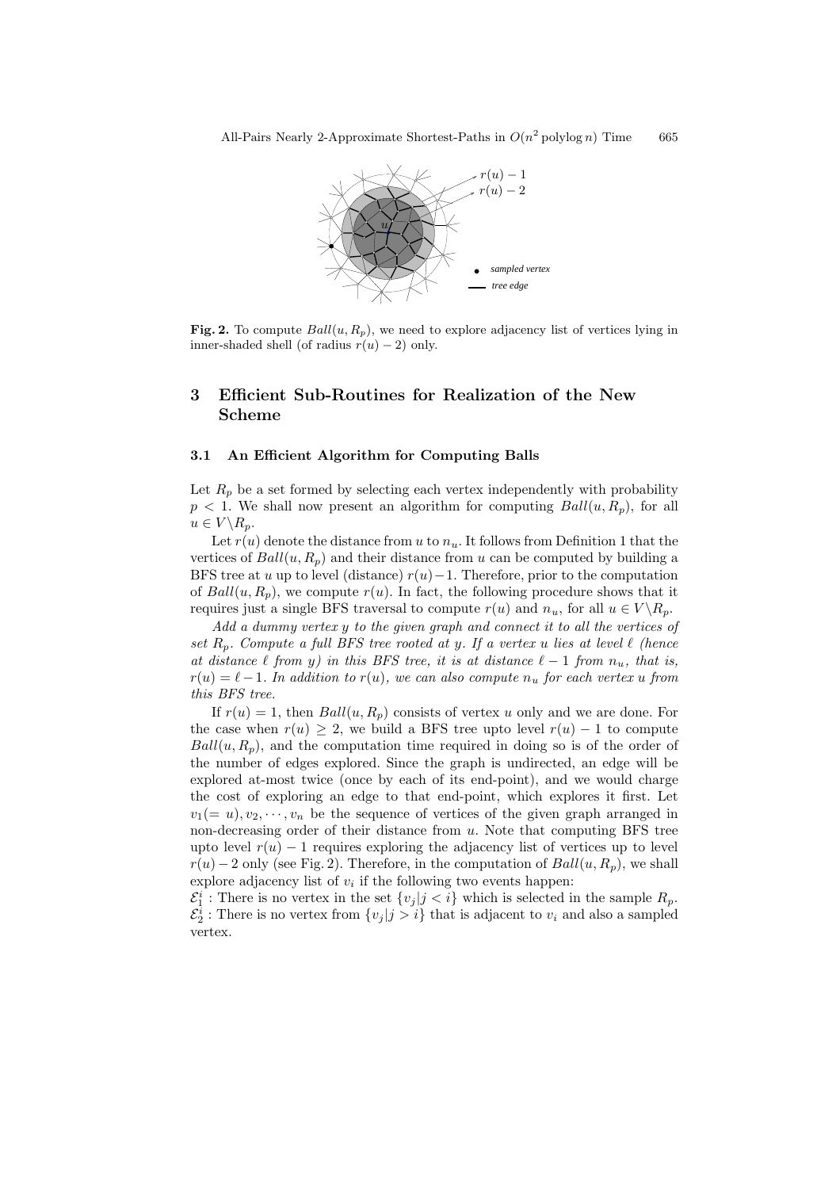**Fig. 2.** To compute $Ball(u, R_p)$, we need to explore adjacency list of vertices lying in inner-shaded shell (of radius $r(u) - 2$) only.

## 3 Efficient Sub-Routines for Realization of the New Scheme

### 3.1 An Efficient Algorithm for Computing Balls

Let $R_p$ be a set formed by selecting each vertex independently with probability $p < 1$. We shall now present an algorithm for computing $Ball(u, R_p)$, for all $u \in V \backslash R_p$.

Let $r(u)$ denote the distance from $u$ to $n_u$. It follows from Definition 1 that the vertices of $Ball(u, R_p)$ and their distance from $u$ can be computed by building a BFS tree at $u$ up to level (distance) $r(u)-1$. Therefore, prior to the computation of $Ball(u, R_p)$, we compute $r(u)$. In fact, the following procedure shows that it requires just a single BFS traversal to compute $r(u)$ and $n_u$, for all $u \in V \backslash R_p$.

*Add a dummy vertex $y$ to the given graph and connect it to all the vertices of set $R_p$. Compute a full BFS tree rooted at $y$. If a vertex $u$ lies at level $\ell$ (hence at distance $\ell$ from $y$) in this BFS tree, it is at distance $\ell - 1$ from $n_u$, that is, $r(u) = \ell - 1$. In addition to $r(u)$, we can also compute $n_u$ for each vertex $u$ from this BFS tree.*

If $r(u) = 1$, then $Ball(u, R_p)$ consists of vertex $u$ only and we are done. For the case when $r(u) \geq 2$, we build a BFS tree upto level $r(u) - 1$ to compute $Ball(u, R_p)$, and the computation time required in doing so is of the order of the number of edges explored. Since the graph is undirected, an edge will be explored at-most twice (once by each of its end-point), and we would charge the cost of exploring an edge to that end-point, which explores it first. Let $v_1 (= u), v_2, \cdots, v_n$ be the sequence of vertices of the given graph arranged in non-decreasing order of their distance from $u$. Note that computing BFS tree upto level $r(u) - 1$ requires exploring the adjacency list of vertices up to level $r(u) - 2$ only (see Fig. 2). Therefore, in the computation of $Ball(u, R_p)$, we shall explore adjacency list of $v_i$ if the following two events happen:

$\mathcal{E}_1^i$ : There is no vertex in the set $\{v_j | j < i\}$ which is selected in the sample $R_p$.
$\mathcal{E}_2^i$ : There is no vertex from $\{v_j | j > i\}$ that is adjacent to $v_i$ and also a sampled vertex.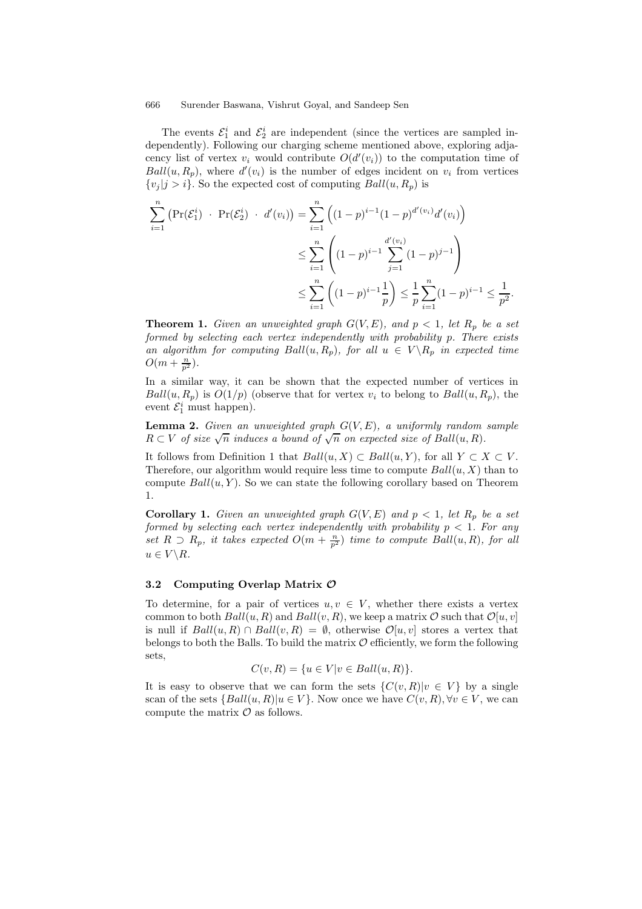The events $\mathcal{E}_1^i$ and $\mathcal{E}_2^i$ are independent (since the vertices are sampled independently). Following our charging scheme mentioned above, exploring adjacency list of vertex $v_i$ would contribute $O(d'(v_i))$ to the computation time of $Ball(u, R_p)$, where $d'(v_i)$ is the number of edges incident on $v_i$ from vertices $\{v_j | j > i\}$. So the expected cost of computing $Ball(u, R_p)$ is

$$\begin{aligned}
\sum_{i=1}^{n} \left(\Pr(\mathcal{E}_1^i) \cdot \Pr(\mathcal{E}_2^i) \cdot d'(v_i)\right) &= \sum_{i=1}^{n} \left((1-p)^{i-1}(1-p)^{d'(v_i)} d'(v_i)\right) \\
&\leq \sum_{i=1}^{n} \left((1-p)^{i-1} \sum_{j=1}^{d'(v_i)} (1-p)^{j-1}\right) \\
&\leq \sum_{i=1}^{n} \left((1-p)^{i-1} \frac{1}{p}\right) \leq \frac{1}{p} \sum_{i=1}^{n} (1-p)^{i-1} \leq \frac{1}{p^2}.
\end{aligned}$$

**Theorem 1.** *Given an unweighted graph $G(V, E)$, and $p < 1$, let $R_p$ be a set formed by selecting each vertex independently with probability $p$. There exists an algorithm for computing $Ball(u, R_p)$, for all $u \in V \backslash R_p$ in expected time $O(m + \frac{n}{p^2})$.*

In a similar way, it can be shown that the expected number of vertices in $Ball(u, R_p)$ is $O(1/p)$ (observe that for vertex $v_i$ to belong to $Ball(u, R_p)$, the event $\mathcal{E}_1^i$ must happen).

**Lemma 2.** *Given an unweighted graph $G(V, E)$, a uniformly random sample $R \subset V$ of size $\sqrt{n}$ induces a bound of $\sqrt{n}$ on expected size of $Ball(u, R)$.*

It follows from Definition 1 that $Ball(u, X) \subset Ball(u, Y)$, for all $Y \subset X \subset V$. Therefore, our algorithm would require less time to compute $Ball(u, X)$ than to compute $Ball(u, Y)$. So we can state the following corollary based on Theorem 1.

**Corollary 1.** *Given an unweighted graph $G(V, E)$ and $p < 1$, let $R_p$ be a set formed by selecting each vertex independently with probability $p < 1$. For any set $R \supset R_p$, it takes expected $O(m + \frac{n}{p^2})$ time to compute $Ball(u, R)$, for all $u \in V \backslash R$.*

### 3.2 Computing Overlap Matrix $\mathcal{O}$

To determine, for a pair of vertices $u, v \in V$, whether there exists a vertex common to both $Ball(u, R)$ and $Ball(v, R)$, we keep a matrix $\mathcal{O}$ such that $\mathcal{O}[u, v]$ is null if $Ball(u, R) \cap Ball(v, R) = \emptyset$, otherwise $\mathcal{O}[u, v]$ stores a vertex that belongs to both the Balls. To build the matrix $\mathcal{O}$ efficiently, we form the following sets,

$$C(v, R) = \{u \in V | v \in Ball(u, R)\}.$$

It is easy to observe that we can form the sets $\{C(v, R) | v \in V\}$ by a single scan of the sets $\{Ball(u, R) | u \in V\}$. Now once we have $C(v, R), \forall v \in V$, we can compute the matrix $\mathcal{O}$ as follows.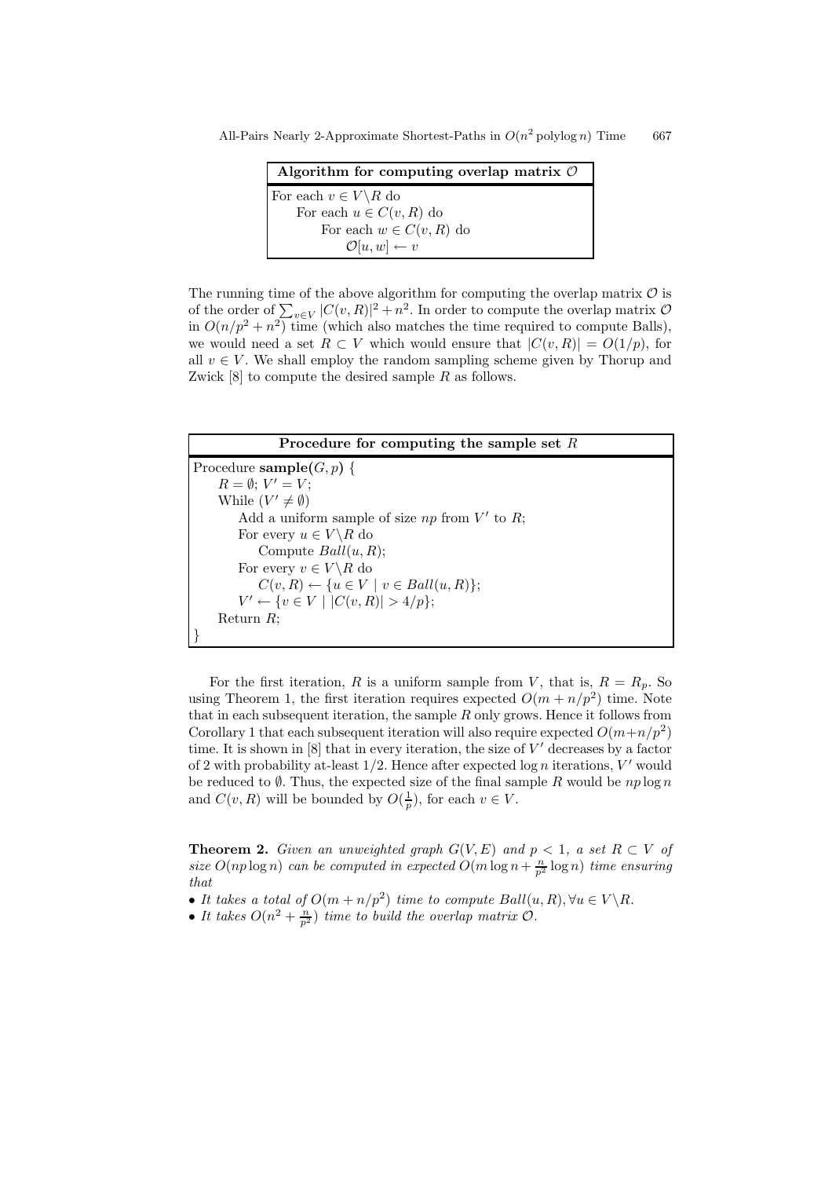**Algorithm for computing overlap matrix $\mathcal{O}$**

```
For each v ∈ V\R do
    For each u ∈ C(v, R) do
        For each w ∈ C(v, R) do
            O[u, w] ← v
```

The running time of the above algorithm for computing the overlap matrix $\mathcal{O}$ is of the order of $\sum_{v \in V} |C(v,R)|^2 + n^2$. In order to compute the overlap matrix $\mathcal{O}$ in $O(n/p^2 + n^2)$ time (which also matches the time required to compute Balls), we would need a set $R \subset V$ which would ensure that $|C(v,R)| = O(1/p)$, for all $v \in V$. We shall employ the random sampling scheme given by Thorup and Zwick [8] to compute the desired sample $R$ as follows.

**Procedure for computing the sample set $R$**

```
Procedure sample(G, p) {
    R = ∅; V' = V;
    While (V' ≠ ∅)
        Add a uniform sample of size np from V' to R;
        For every u ∈ V\R do
            Compute Ball(u, R);
        For every v ∈ V\R do
            C(v, R) ← {u ∈ V | v ∈ Ball(u, R)};
        V' ← {v ∈ V | |C(v, R)| > 4/p};
    Return R;
}
```

For the first iteration, $R$ is a uniform sample from $V$, that is, $R = R_p$. So using Theorem 1, the first iteration requires expected $O(m + n/p^2)$ time. Note that in each subsequent iteration, the sample $R$ only grows. Hence it follows from Corollary 1 that each subsequent iteration will also require expected $O(m+n/p^2)$ time. It is shown in [8] that in every iteration, the size of $V'$ decreases by a factor of 2 with probability at-least $1/2$. Hence after expected $\log n$ iterations, $V'$ would be reduced to $\emptyset$. Thus, the expected size of the final sample $R$ would be $np \log n$ and $C(v,R)$ will be bounded by $O(\frac{1}{p})$, for each $v \in V$.

**Theorem 2.** *Given an unweighted graph $G(V,E)$ and $p < 1$, a set $R \subset V$ of size $O(np \log n)$ can be computed in expected $O(m \log n + \frac{n}{p^2} \log n)$ time ensuring that*

- *It takes a total of $O(m + n/p^2)$ time to compute $Ball(u,R), \forall u \in V \backslash R$.*
- *It takes $O(n^2 + \frac{n}{p^2})$ time to build the overlap matrix $\mathcal{O}$.*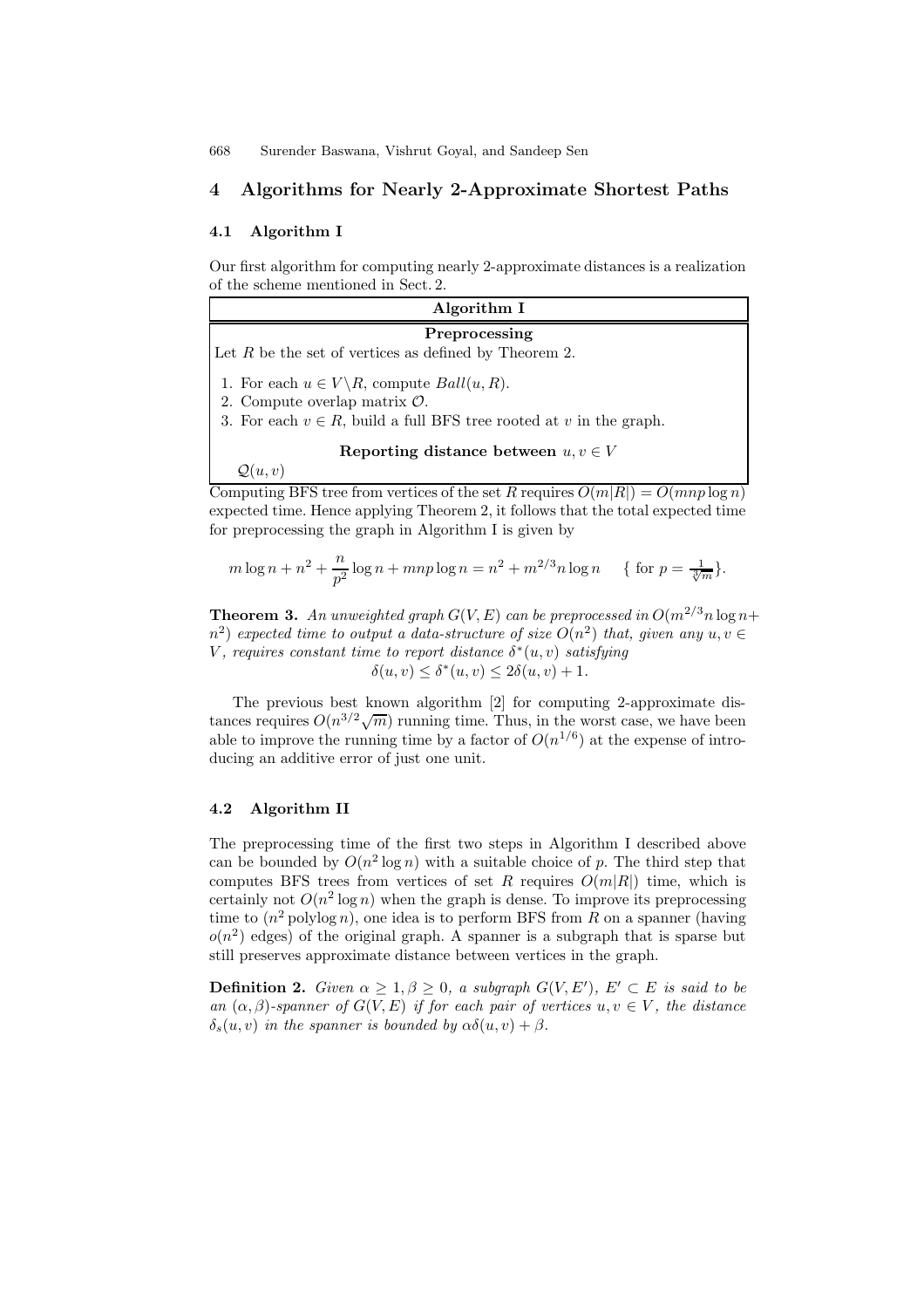## 4 Algorithms for Nearly 2-Approximate Shortest Paths

### 4.1 Algorithm I

Our first algorithm for computing nearly 2-approximate distances is a realization of the scheme mentioned in Sect. 2.

**Algorithm I**

**Preprocessing**

Let $R$ be the set of vertices as defined by Theorem 2.

1. For each $u \in V \backslash R$, compute $Ball(u, R)$.
2. Compute overlap matrix $\mathcal{O}$.
3. For each $v \in R$, build a full BFS tree rooted at $v$ in the graph.

**Reporting distance between $u, v \in V$**

$\mathcal{Q}(u, v)$

Computing BFS tree from vertices of the set $R$ requires $O(m|R|) = O(mnp \log n)$ expected time. Hence applying Theorem 2, it follows that the total expected time for preprocessing the graph in Algorithm I is given by

$$m \log n + n^2 + \frac{n}{p^2} \log n + mnp \log n = n^2 + m^{2/3} n \log n \quad \{ \text{ for } p = \frac{1}{\sqrt[3]{m}} \}.$$

**Theorem 3.** *An unweighted graph $G(V, E)$ can be preprocessed in $O(m^{2/3} n \log n + n^2)$ expected time to output a data-structure of size $O(n^2)$ that, given any $u, v \in V$, requires constant time to report distance $\delta^*(u, v)$ satisfying*

$$\delta(u, v) \le \delta^*(u, v) \le 2\delta(u, v) + 1.$$

The previous best known algorithm [2] for computing 2-approximate distances requires $O(n^{3/2}\sqrt{m})$ running time. Thus, in the worst case, we have been able to improve the running time by a factor of $O(n^{1/6})$ at the expense of introducing an additive error of just one unit.

### 4.2 Algorithm II

The preprocessing time of the first two steps in Algorithm I described above can be bounded by $O(n^2 \log n)$ with a suitable choice of $p$. The third step that computes BFS trees from vertices of set $R$ requires $O(m|R|)$ time, which is certainly not $O(n^2 \log n)$ when the graph is dense. To improve its preprocessing time to $(n^2 \operatorname{polylog} n)$, one idea is to perform BFS from $R$ on a spanner (having $o(n^2)$ edges) of the original graph. A spanner is a subgraph that is sparse but still preserves approximate distance between vertices in the graph.

**Definition 2.** *Given $\alpha \ge 1, \beta \ge 0$, a subgraph $G(V, E')$, $E' \subset E$ is said to be an $(\alpha, \beta)$-spanner of $G(V, E)$ if for each pair of vertices $u, v \in V$, the distance $\delta_s(u, v)$ in the spanner is bounded by $\alpha\delta(u, v) + \beta$.*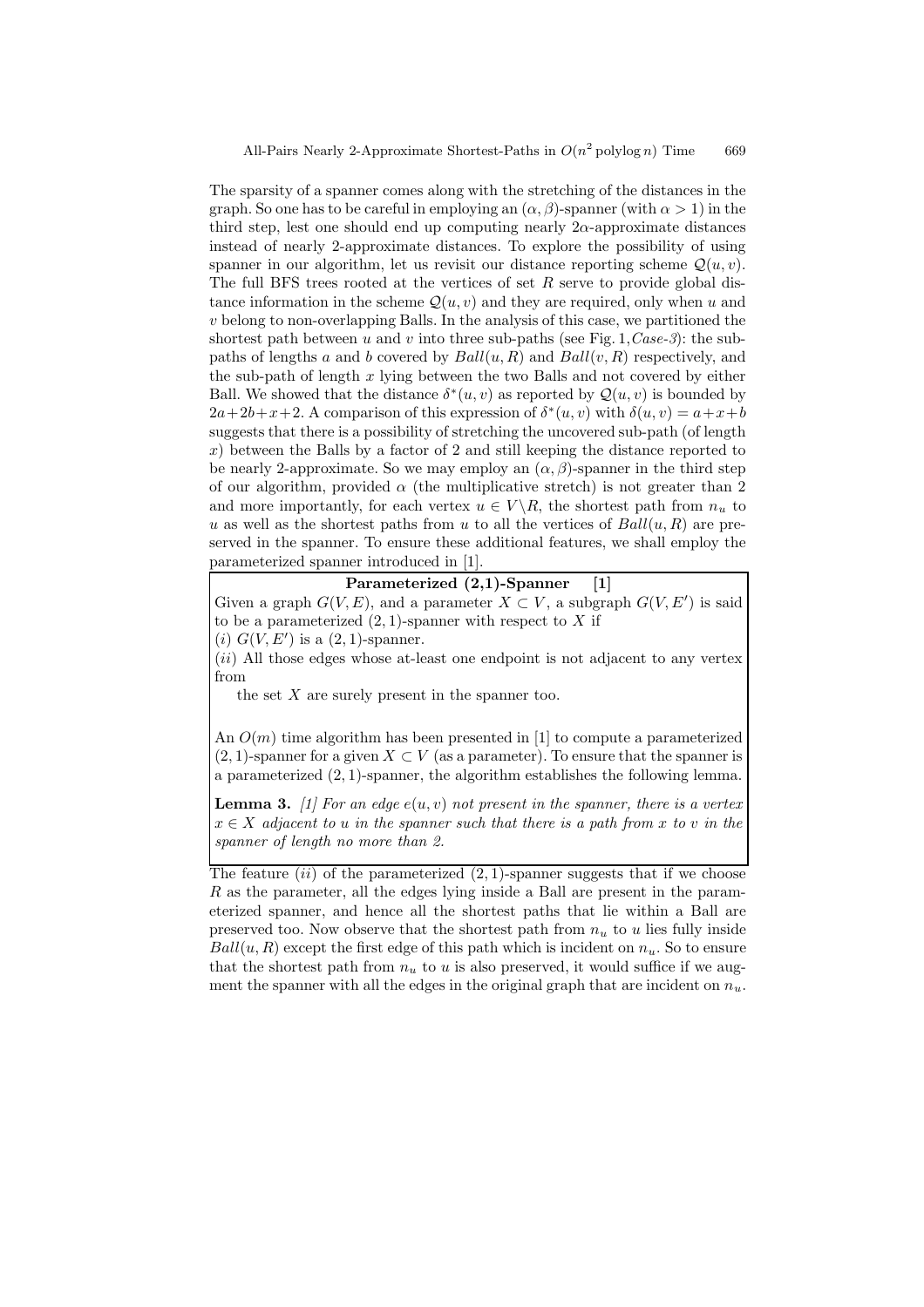The sparsity of a spanner comes along with the stretching of the distances in the graph. So one has to be careful in employing an $(\alpha, \beta)$-spanner (with $\alpha > 1$) in the third step, lest one should end up computing nearly $2\alpha$-approximate distances instead of nearly 2-approximate distances. To explore the possibility of using spanner in our algorithm, let us revisit our distance reporting scheme $\mathcal{Q}(u, v)$. The full BFS trees rooted at the vertices of set $R$ serve to provide global distance information in the scheme $\mathcal{Q}(u, v)$ and they are required, only when $u$ and $v$ belong to non-overlapping Balls. In the analysis of this case, we partitioned the shortest path between $u$ and $v$ into three sub-paths (see Fig. 1, *Case-3*): the sub-paths of lengths $a$ and $b$ covered by $Ball(u, R)$ and $Ball(v, R)$ respectively, and the sub-path of length $x$ lying between the two Balls and not covered by either Ball. We showed that the distance $\delta^*(u, v)$ as reported by $\mathcal{Q}(u, v)$ is bounded by $2a+2b+x+2$. A comparison of this expression of $\delta^*(u, v)$ with $\delta(u, v) = a+x+b$ suggests that there is a possibility of stretching the uncovered sub-path (of length $x$) between the Balls by a factor of 2 and still keeping the distance reported to be nearly 2-approximate. So we may employ an $(\alpha, \beta)$-spanner in the third step of our algorithm, provided $\alpha$ (the multiplicative stretch) is not greater than 2 and more importantly, for each vertex $u \in V \backslash R$, the shortest path from $n_u$ to $u$ as well as the shortest paths from $u$ to all the vertices of $Ball(u, R)$ are preserved in the spanner. To ensure these additional features, we shall employ the parameterized spanner introduced in [1].

**Parameterized (2,1)-Spanner [1]**

Given a graph $G(V, E)$, and a parameter $X \subset V$, a subgraph $G(V, E')$ is said to be a parameterized $(2, 1)$-spanner with respect to $X$ if

$(i)$ $G(V, E')$ is a $(2, 1)$-spanner.

$(ii)$ All those edges whose at-least one endpoint is not adjacent to any vertex from
the set $X$ are surely present in the spanner too.

An $O(m)$ time algorithm has been presented in [1] to compute a parameterized $(2, 1)$-spanner for a given $X \subset V$ (as a parameter). To ensure that the spanner is a parameterized $(2, 1)$-spanner, the algorithm establishes the following lemma.

**Lemma 3.** *[1] For an edge $e(u, v)$ not present in the spanner, there is a vertex $x \in X$ adjacent to $u$ in the spanner such that there is a path from $x$ to $v$ in the spanner of length no more than 2.*

The feature $(ii)$ of the parameterized $(2, 1)$-spanner suggests that if we choose $R$ as the parameter, all the edges lying inside a Ball are present in the parameterized spanner, and hence all the shortest paths that lie within a Ball are preserved too. Now observe that the shortest path from $n_u$ to $u$ lies fully inside $Ball(u, R)$ except the first edge of this path which is incident on $n_u$. So to ensure that the shortest path from $n_u$ to $u$ is also preserved, it would suffice if we augment the spanner with all the edges in the original graph that are incident on $n_u$.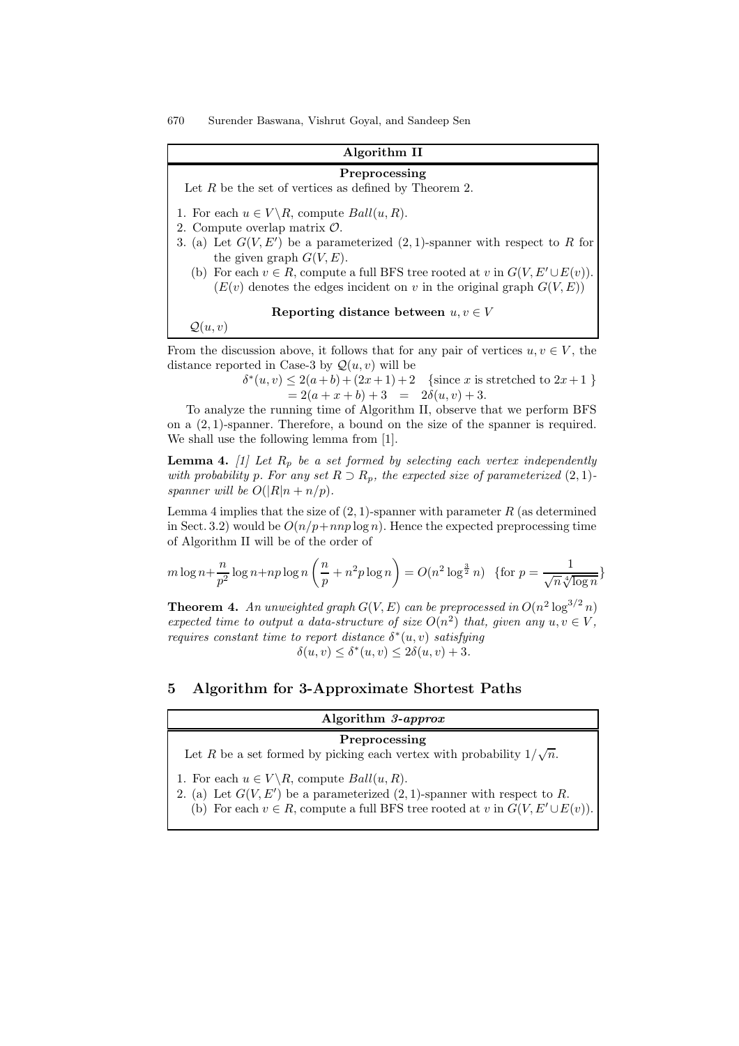**Algorithm II**

**Preprocessing**

Let $R$ be the set of vertices as defined by Theorem 2.

1. For each $u \in V \backslash R$, compute $Ball(u, R)$.
2. Compute overlap matrix $\mathcal{O}$.
3. (a) Let $G(V, E')$ be a parameterized $(2,1)$-spanner with respect to $R$ for the given graph $G(V, E)$.
   (b) For each $v \in R$, compute a full BFS tree rooted at $v$ in $G(V, E' \cup E(v))$. ($E(v)$ denotes the edges incident on $v$ in the original graph $G(V, E)$)

**Reporting distance between $u, v \in V$**

$\mathcal{Q}(u, v)$

From the discussion above, it follows that for any pair of vertices $u, v \in V$, the distance reported in Case-3 by $\mathcal{Q}(u, v)$ will be

$$\begin{aligned} \delta^*(u,v) &\leq 2(a+b) + (2x+1) + 2 \quad \{\text{since } x \text{ is stretched to } 2x+1\} \\ &= 2(a+x+b) + 3 \quad = \quad 2\delta(u,v) + 3. \end{aligned}$$

To analyze the running time of Algorithm II, observe that we perform BFS on a $(2,1)$-spanner. Therefore, a bound on the size of the spanner is required. We shall use the following lemma from [1].

**Lemma 4.** *[1] Let $R_p$ be a set formed by selecting each vertex independently with probability $p$. For any set $R \supset R_p$, the expected size of parameterized $(2,1)$-spanner will be $O(|R|n + n/p)$.*

Lemma 4 implies that the size of $(2,1)$-spanner with parameter $R$ (as determined in Sect. 3.2) would be $O(n/p + nnp\log n)$. Hence the expected preprocessing time of Algorithm II will be of the order of

$$m \log n + \frac{n}{p^2}\log n + np\log n\left(\frac{n}{p} + n^2 p \log n\right) = O(n^2 \log^{\frac{3}{2}} n) \quad \{\text{for } p = \frac{1}{\sqrt{n}\sqrt[4]{\log n}}\}$$

**Theorem 4.** *An unweighted graph $G(V, E)$ can be preprocessed in $O(n^2 \log^{3/2} n)$ expected time to output a data-structure of size $O(n^2)$ that, given any $u, v \in V$, requires constant time to report distance $\delta^*(u, v)$ satisfying*

$$\delta(u,v) \leq \delta^*(u,v) \leq 2\delta(u,v) + 3.$$

## 5 Algorithm for 3-Approximate Shortest Paths

**Algorithm *3-approx***

**Preprocessing**

Let $R$ be a set formed by picking each vertex with probability $1/\sqrt{n}$.

1. For each $u \in V \backslash R$, compute $Ball(u, R)$.
2. (a) Let $G(V, E')$ be a parameterized $(2,1)$-spanner with respect to $R$.
   (b) For each $v \in R$, compute a full BFS tree rooted at $v$ in $G(V, E' \cup E(v))$.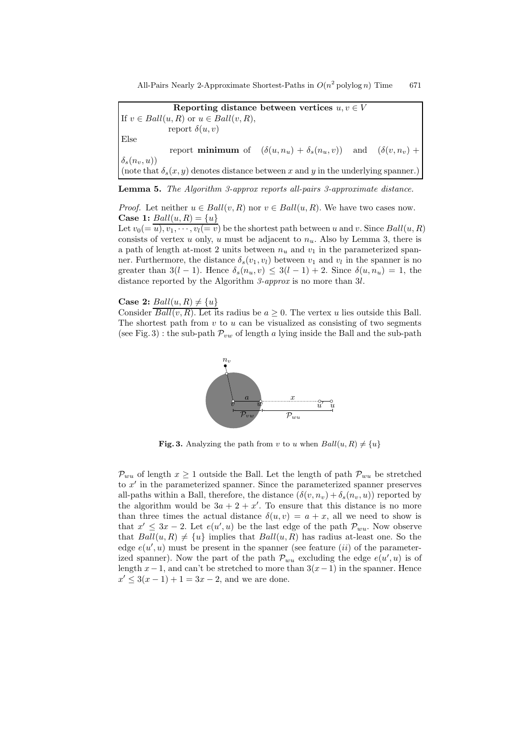**Reporting distance between vertices $u, v \in V$**

If $v \in Ball(u, R)$ or $u \in Ball(v, R)$,
  report $\delta(u, v)$

Else
  report **minimum** of $(\delta(u, n_u) + \delta_s(n_u, v))$ and $(\delta(v, n_v) + \delta_s(n_v, u))$

(note that $\delta_s(x, y)$ denotes distance between $x$ and $y$ in the underlying spanner.)

**Lemma 5.** *The Algorithm 3-approx reports all-pairs 3-approximate distance.*

*Proof.* Let neither $u \in Ball(v, R)$ nor $v \in Ball(u, R)$. We have two cases now.

**Case 1:** $Ball(u, R) = \{u\}$

Let $v_0(= u), v_1, \cdots, v_l(= v)$ be the shortest path between $u$ and $v$. Since $Ball(u, R)$ consists of vertex $u$ only, $u$ must be adjacent to $n_u$. Also by Lemma 3, there is a path of length at-most 2 units between $n_u$ and $v_1$ in the parameterized spanner. Furthermore, the distance $\delta_s(v_1, v_l)$ between $v_1$ and $v_l$ in the spanner is no greater than $3(l-1)$. Hence $\delta_s(n_u, v) \leq 3(l-1) + 2$. Since $\delta(u, n_u) = 1$, the distance reported by the Algorithm *3-approx* is no more than $3l$.

**Case 2:** $Ball(u, R) \neq \{u\}$

Consider $Ball(v, R)$. Let its radius be $a \geq 0$. The vertex $u$ lies outside this Ball. The shortest path from $v$ to $u$ can be visualized as consisting of two segments (see Fig. 3) : the sub-path $\mathcal{P}_{vw}$ of length $a$ lying inside the Ball and the sub-path

**Fig. 3.** Analyzing the path from $v$ to $u$ when $Ball(u, R) \neq \{u\}$

$\mathcal{P}_{wu}$ of length $x \geq 1$ outside the Ball. Let the length of path $\mathcal{P}_{wu}$ be stretched to $x'$ in the parameterized spanner. Since the parameterized spanner preserves all-paths within a Ball, therefore, the distance $(\delta(v, n_v) + \delta_s(n_v, u))$ reported by the algorithm would be $3a + 2 + x'$. To ensure that this distance is no more than three times the actual distance $\delta(u, v) = a + x$, all we need to show is that $x' \leq 3x - 2$. Let $e(u', u)$ be the last edge of the path $\mathcal{P}_{wu}$. Now observe that $Ball(u, R) \neq \{u\}$ implies that $Ball(u, R)$ has radius at-least one. So the edge $e(u', u)$ must be present in the spanner (see feature *(ii)* of the parameterized spanner). Now the part of the path $\mathcal{P}_{wu}$ excluding the edge $e(u', u)$ is of length $x - 1$, and can't be stretched to more than $3(x-1)$ in the spanner. Hence $x' \leq 3(x-1) + 1 = 3x - 2$, and we are done.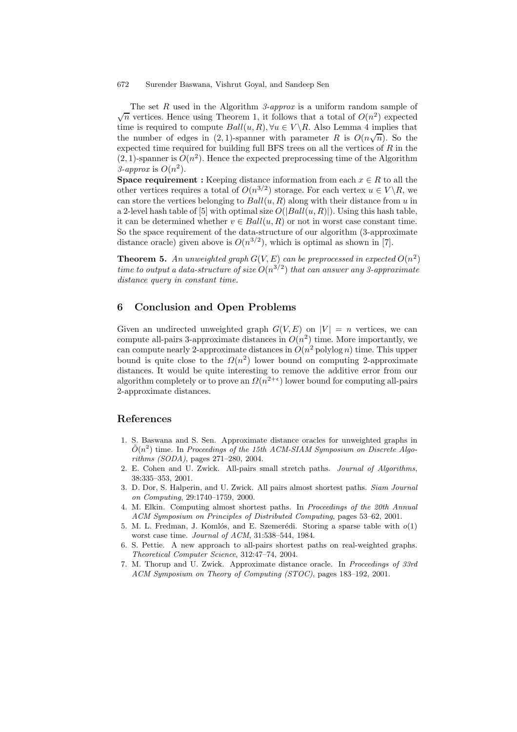The set $R$ used in the Algorithm *3-approx* is a uniform random sample of $\sqrt{n}$ vertices. Hence using Theorem 1, it follows that a total of $O(n^2)$ expected time is required to compute $Ball(u, R), \forall u \in V \backslash R$. Also Lemma 4 implies that the number of edges in $(2, 1)$-spanner with parameter $R$ is $O(n\sqrt{n})$. So the expected time required for building full BFS trees on all the vertices of $R$ in the $(2, 1)$-spanner is $O(n^2)$. Hence the expected preprocessing time of the Algorithm *3-approx* is $O(n^2)$.

**Space requirement :** Keeping distance information from each $x \in R$ to all the other vertices requires a total of $O(n^{3/2})$ storage. For each vertex $u \in V \backslash R$, we can store the vertices belonging to $Ball(u, R)$ along with their distance from $u$ in a 2-level hash table of [5] with optimal size $O(|Ball(u, R)|)$. Using this hash table, it can be determined whether $v \in Ball(u, R)$ or not in worst case constant time. So the space requirement of the data-structure of our algorithm (3-approximate distance oracle) given above is $O(n^{3/2})$, which is optimal as shown in [7].

**Theorem 5.** *An unweighted graph $G(V, E)$ can be preprocessed in expected $O(n^2)$ time to output a data-structure of size $O(n^{3/2})$ that can answer any 3-approximate distance query in constant time.*

## 6 Conclusion and Open Problems

Given an undirected unweighted graph $G(V, E)$ on $|V| = n$ vertices, we can compute all-pairs 3-approximate distances in $O(n^2)$ time. More importantly, we can compute nearly 2-approximate distances in $O(n^2 \,\mathrm{polylog}\, n)$ time. This upper bound is quite close to the $\Omega(n^2)$ lower bound on computing 2-approximate distances. It would be quite interesting to remove the additive error from our algorithm completely or to prove an $\Omega(n^{2+\epsilon})$ lower bound for computing all-pairs 2-approximate distances.

## References

1. S. Baswana and S. Sen. Approximate distance oracles for unweighted graphs in $\tilde{O}(n^2)$ time. In *Proceedings of the 15th ACM-SIAM Symposium on Discrete Algorithms (SODA)*, pages 271–280, 2004.
2. E. Cohen and U. Zwick. All-pairs small stretch paths. *Journal of Algorithms*, 38:335–353, 2001.
3. D. Dor, S. Halperin, and U. Zwick. All pairs almost shortest paths. *Siam Journal on Computing*, 29:1740–1759, 2000.
4. M. Elkin. Computing almost shortest paths. In *Proceedings of the 20th Annual ACM Symposium on Principles of Distributed Computing*, pages 53–62, 2001.
5. M. L. Fredman, J. Komlós, and E. Szemerédi. Storing a sparse table with $o(1)$ worst case time. *Journal of ACM*, 31:538–544, 1984.
6. S. Pettie. A new approach to all-pairs shortest paths on real-weighted graphs. *Theoretical Computer Science*, 312:47–74, 2004.
7. M. Thorup and U. Zwick. Approximate distance oracle. In *Proceedings of 33rd ACM Symposium on Theory of Computing (STOC)*, pages 183–192, 2001.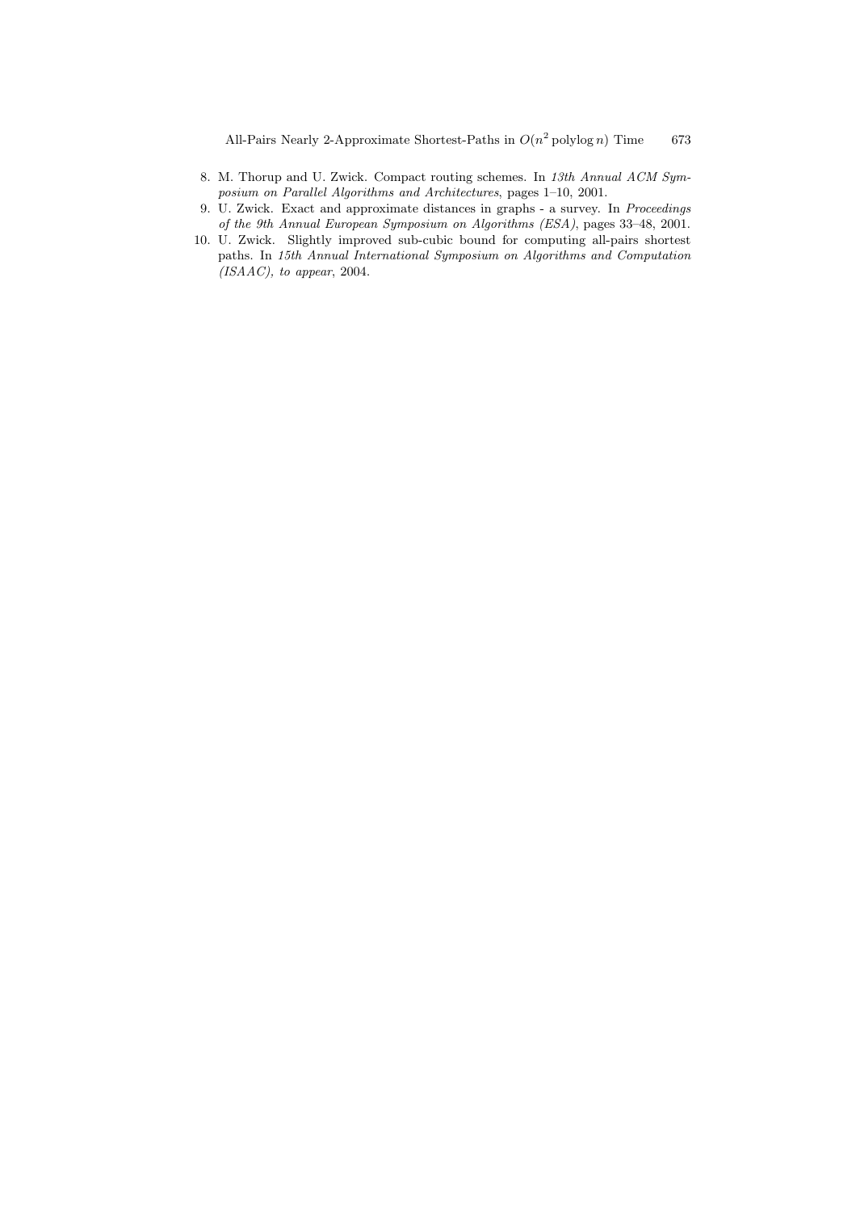8. M. Thorup and U. Zwick. Compact routing schemes. In *13th Annual ACM Symposium on Parallel Algorithms and Architectures*, pages 1–10, 2001.
9. U. Zwick. Exact and approximate distances in graphs - a survey. In *Proceedings of the 9th Annual European Symposium on Algorithms (ESA)*, pages 33–48, 2001.
10. U. Zwick. Slightly improved sub-cubic bound for computing all-pairs shortest paths. In *15th Annual International Symposium on Algorithms and Computation (ISAAC), to appear*, 2004.